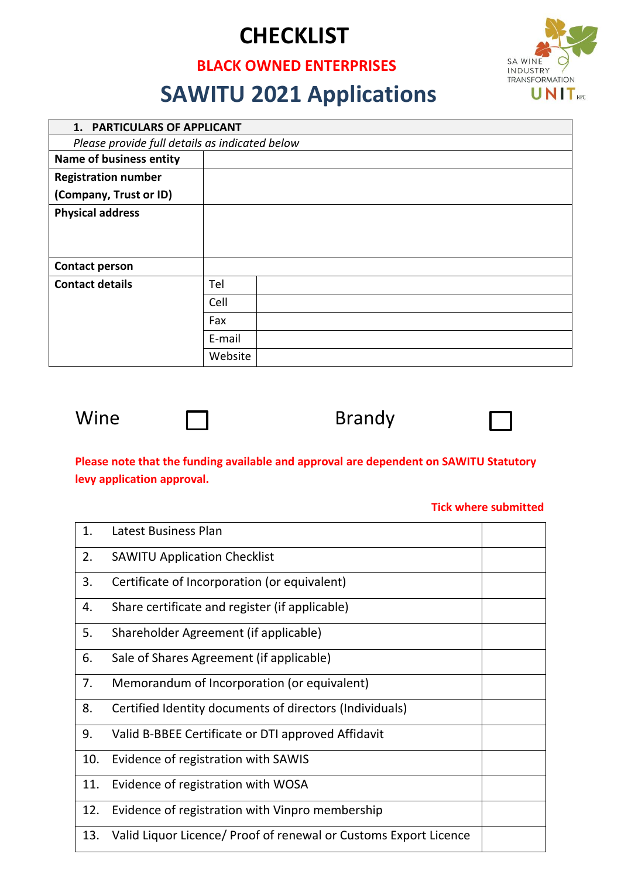# CHECKLIST

## BLACK OWNED ENTERPRISES

# SAWITU 2021 Applications

SA WINE INDUSTRY TRANSFORMATION UNIT NPC

| **1. PARTICULARS OF APPLICANT** | | |
|---|---|---|
| *Please provide full details as indicated below* | | |
| **Name of business entity** | | |
| **Registration number (Company, Trust or ID)** | | |
| **Physical address** | | |
| **Contact person** | | |
| **Contact details** | Tel | |
| | Cell | |
| | Fax | |
| | E-mail | |
| | Website | |

Wine ☐ Brandy ☐

**Please note that the funding available and approval are dependent on SAWITU Statutory levy application approval.**

**Tick where submitted**

| | | |
|---|---|---|
| 1. | Latest Business Plan | |
| 2. | SAWITU Application Checklist | |
| 3. | Certificate of Incorporation (or equivalent) | |
| 4. | Share certificate and register (if applicable) | |
| 5. | Shareholder Agreement (if applicable) | |
| 6. | Sale of Shares Agreement (if applicable) | |
| 7. | Memorandum of Incorporation (or equivalent) | |
| 8. | Certified Identity documents of directors (Individuals) | |
| 9. | Valid B-BBEE Certificate or DTI approved Affidavit | |
| 10. | Evidence of registration with SAWIS | |
| 11. | Evidence of registration with WOSA | |
| 12. | Evidence of registration with Vinpro membership | |
| 13. | Valid Liquor Licence/ Proof of renewal or Customs Export Licence | |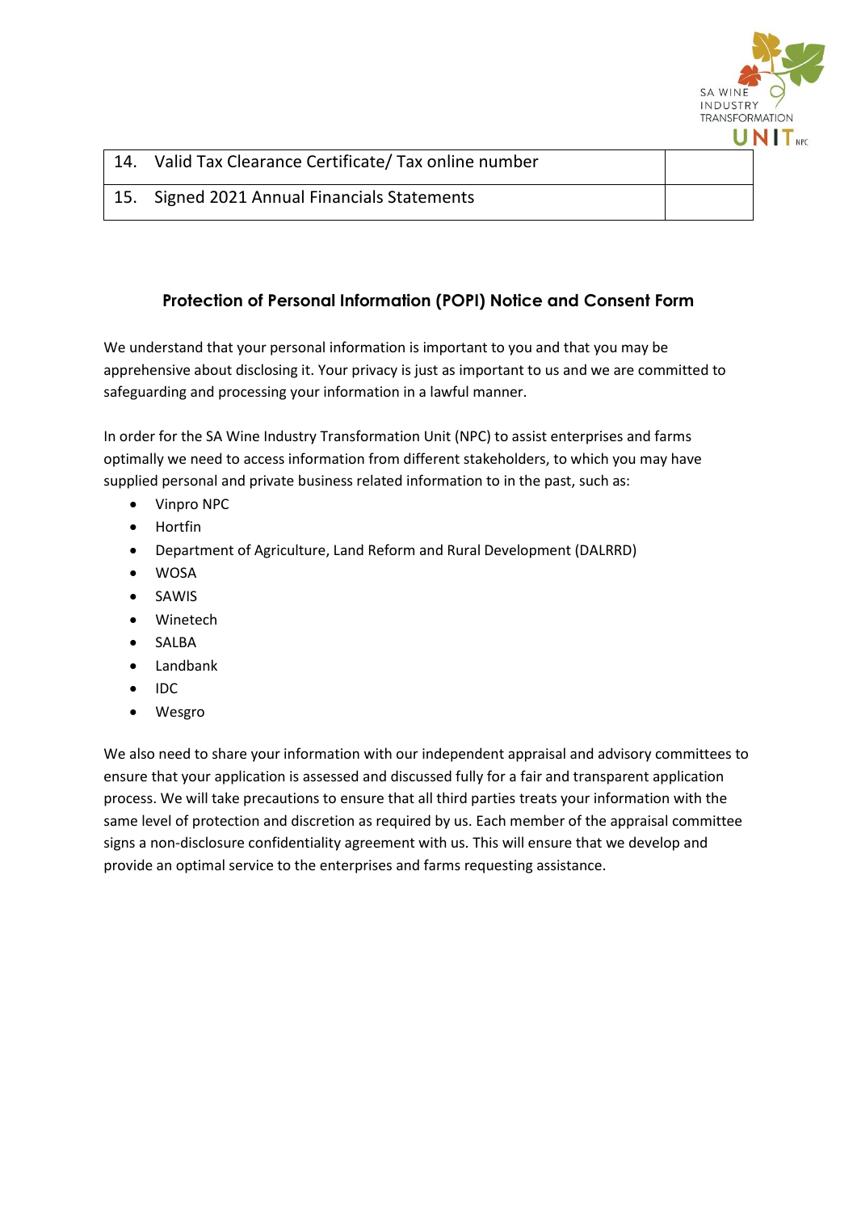| 14. | Valid Tax Clearance Certificate/ Tax online number | |
|---|---|---|
| 15. | Signed 2021 Annual Financials Statements | |

## Protection of Personal Information (POPI) Notice and Consent Form

We understand that your personal information is important to you and that you may be apprehensive about disclosing it. Your privacy is just as important to us and we are committed to safeguarding and processing your information in a lawful manner.

In order for the SA Wine Industry Transformation Unit (NPC) to assist enterprises and farms optimally we need to access information from different stakeholders, to which you may have supplied personal and private business related information to in the past, such as:

- Vinpro NPC
- Hortfin
- Department of Agriculture, Land Reform and Rural Development (DALRRD)
- WOSA
- SAWIS
- Winetech
- SALBA
- Landbank
- IDC
- Wesgro

We also need to share your information with our independent appraisal and advisory committees to ensure that your application is assessed and discussed fully for a fair and transparent application process. We will take precautions to ensure that all third parties treats your information with the same level of protection and discretion as required by us. Each member of the appraisal committee signs a non-disclosure confidentiality agreement with us. This will ensure that we develop and provide an optimal service to the enterprises and farms requesting assistance.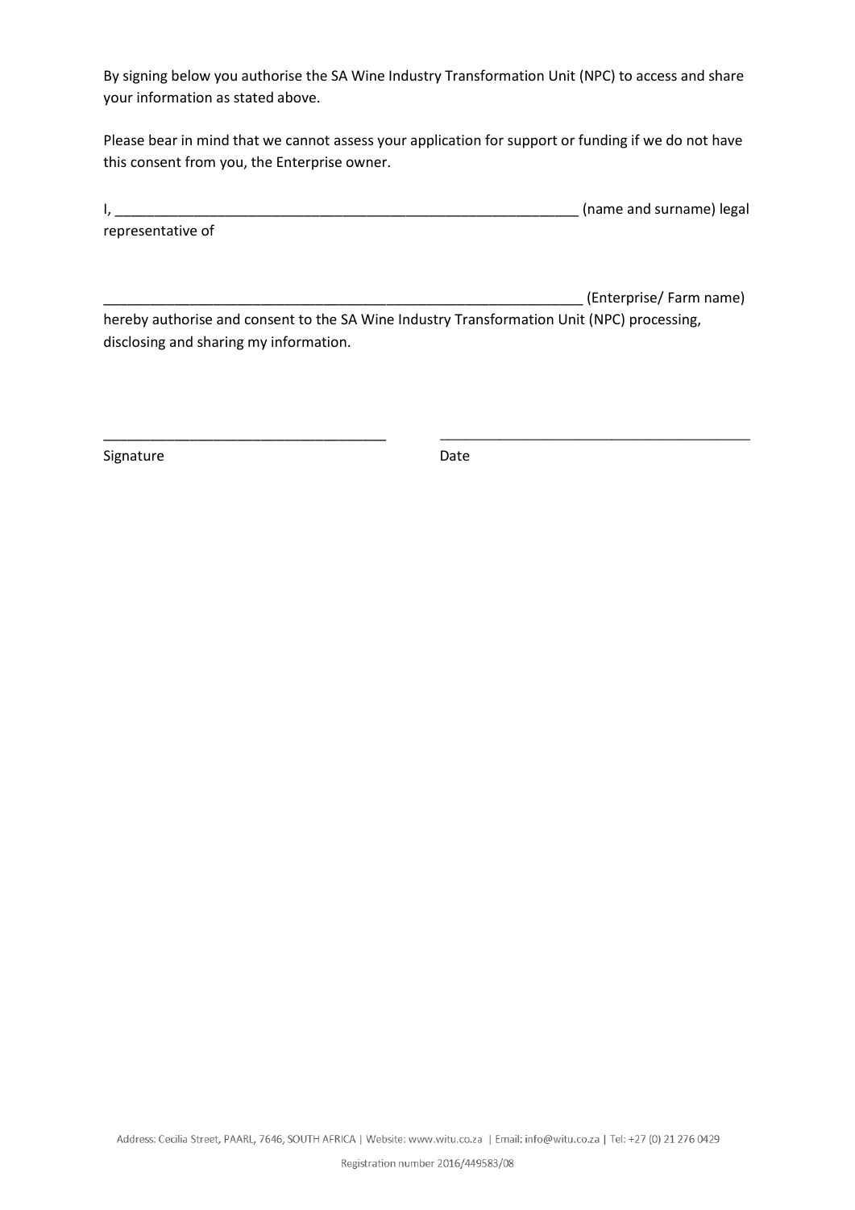By signing below you authorise the SA Wine Industry Transformation Unit (NPC) to access and share your information as stated above.

Please bear in mind that we cannot assess your application for support or funding if we do not have this consent from you, the Enterprise owner.

I, ____________________________________________________________ (name and surname) legal representative of

______________________________________________________________ (Enterprise/ Farm name) hereby authorise and consent to the SA Wine Industry Transformation Unit (NPC) processing, disclosing and sharing my information.

____________________________________ ________________________________________

Signature Date

Address: Cecilia Street, PAARL, 7646, SOUTH AFRICA | Website: www.witu.co.za | Email: info@witu.co.za | Tel: +27 (0) 21 276 0429

Registration number 2016/449583/08